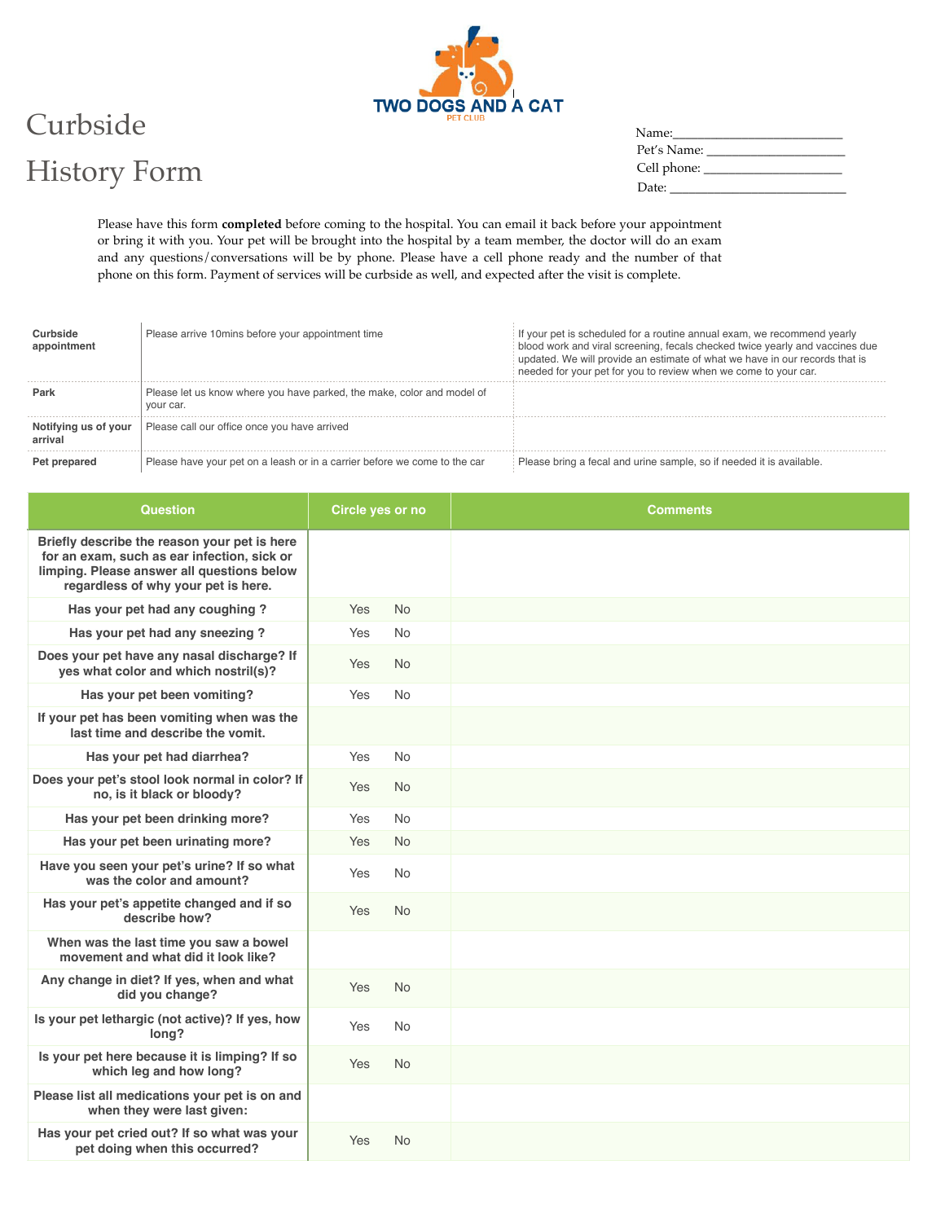TWO DOGS AND A CAT
PET CLUB

# Curbside History Form

Name:_________________________
Pet's Name: _____________________
Cell phone: _____________________
Date: __________________________

Please have this form **completed** before coming to the hospital. You can email it back before your appointment or bring it with you. Your pet will be brought into the hospital by a team member, the doctor will do an exam and any questions/conversations will be by phone. Please have a cell phone ready and the number of that phone on this form. Payment of services will be curbside as well, and expected after the visit is complete.

| | | |
|---|---|---|
| **Curbside appointment** | Please arrive 10mins before your appointment time | If your pet is scheduled for a routine annual exam, we recommend yearly blood work and viral screening, fecals checked twice yearly and vaccines due updated. We will provide an estimate of what we have in our records that is needed for your pet for you to review when we come to your car. |
| **Park** | Please let us know where you have parked, the make, color and model of your car. | |
| **Notifying us of your arrival** | Please call our office once you have arrived | |
| **Pet prepared** | Please have your pet on a leash or in a carrier before we come to the car | Please bring a fecal and urine sample, so if needed it is available. |

| Question | Circle yes or no | Comments |
|---|---|---|
| **Briefly describe the reason your pet is here for an exam, such as ear infection, sick or limping. Please answer all questions below regardless of why your pet is here.** | | |
| **Has your pet had any coughing ?** | Yes No | |
| **Has your pet had any sneezing ?** | Yes No | |
| **Does your pet have any nasal discharge? If yes what color and which nostril(s)?** | Yes No | |
| **Has your pet been vomiting?** | Yes No | |
| **If your pet has been vomiting when was the last time and describe the vomit.** | | |
| **Has your pet had diarrhea?** | Yes No | |
| **Does your pet's stool look normal in color? If no, is it black or bloody?** | Yes No | |
| **Has your pet been drinking more?** | Yes No | |
| **Has your pet been urinating more?** | Yes No | |
| **Have you seen your pet's urine? If so what was the color and amount?** | Yes No | |
| **Has your pet's appetite changed and if so describe how?** | Yes No | |
| **When was the last time you saw a bowel movement and what did it look like?** | | |
| **Any change in diet? If yes, when and what did you change?** | Yes No | |
| **Is your pet lethargic (not active)? If yes, how long?** | Yes No | |
| **Is your pet here because it is limping? If so which leg and how long?** | Yes No | |
| **Please list all medications your pet is on and when they were last given:** | | |
| **Has your pet cried out? If so what was your pet doing when this occurred?** | Yes No | |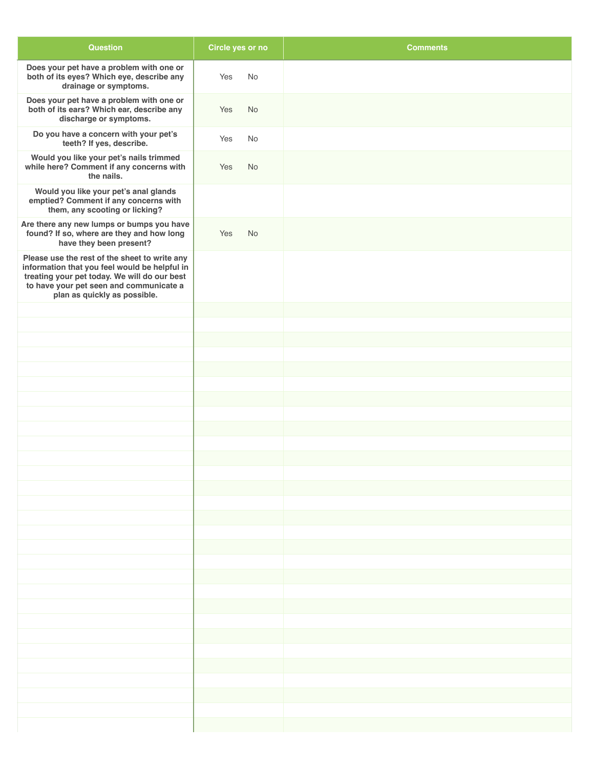| Question | Circle yes or no | Comments |
|---|---|---|
| Does your pet have a problem with one or both of its eyes? Which eye, describe any drainage or symptoms. | Yes No | |
| Does your pet have a problem with one or both of its ears? Which ear, describe any discharge or symptoms. | Yes No | |
| Do you have a concern with your pet's teeth? If yes, describe. | Yes No | |
| Would you like your pet's nails trimmed while here? Comment if any concerns with the nails. | Yes No | |
| Would you like your pet's anal glands emptied? Comment if any concerns with them, any scooting or licking? | | |
| Are there any new lumps or bumps you have found? If so, where are they and how long have they been present? | Yes No | |
| Please use the rest of the sheet to write any information that you feel would be helpful in treating your pet today. We will do our best to have your pet seen and communicate a plan as quickly as possible. | | |